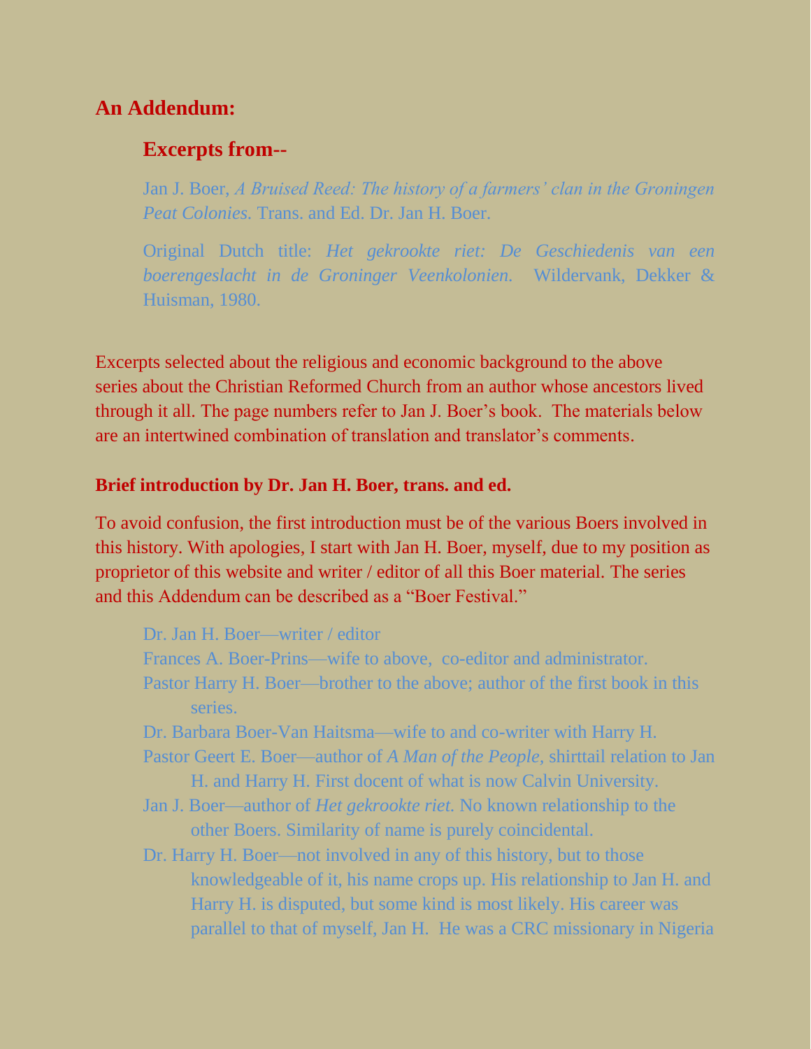## An Addendum:

### Excerpts from--

Jan J. Boer, *A Bruised Reed: The history of a farmers' clan in the Groningen Peat Colonies.* Trans. and Ed. Dr. Jan H. Boer.

Original Dutch title: *Het gekrookte riet: De Geschiedenis van een boerengeslacht in de Groninger Veenkolonien.* Wildervank, Dekker & Huisman, 1980.

Excerpts selected about the religious and economic background to the above series about the Christian Reformed Church from an author whose ancestors lived through it all. The page numbers refer to Jan J. Boer's book. The materials below are an intertwined combination of translation and translator's comments.

**Brief introduction by Dr. Jan H. Boer, trans. and ed.**

To avoid confusion, the first introduction must be of the various Boers involved in this history. With apologies, I start with Jan H. Boer, myself, due to my position as proprietor of this website and writer / editor of all this Boer material. The series and this Addendum can be described as a "Boer Festival."

Dr. Jan H. Boer—writer / editor
Frances A. Boer-Prins—wife to above, co-editor and administrator.
Pastor Harry H. Boer—brother to the above; author of the first book in this series.
Dr. Barbara Boer-Van Haitsma—wife to and co-writer with Harry H.
Pastor Geert E. Boer—author of *A Man of the People*, shirttail relation to Jan H. and Harry H. First docent of what is now Calvin University.
Jan J. Boer—author of *Het gekrookte riet*. No known relationship to the other Boers. Similarity of name is purely coincidental.
Dr. Harry H. Boer—not involved in any of this history, but to those knowledgeable of it, his name crops up. His relationship to Jan H. and Harry H. is disputed, but some kind is most likely. His career was parallel to that of myself, Jan H. He was a CRC missionary in Nigeria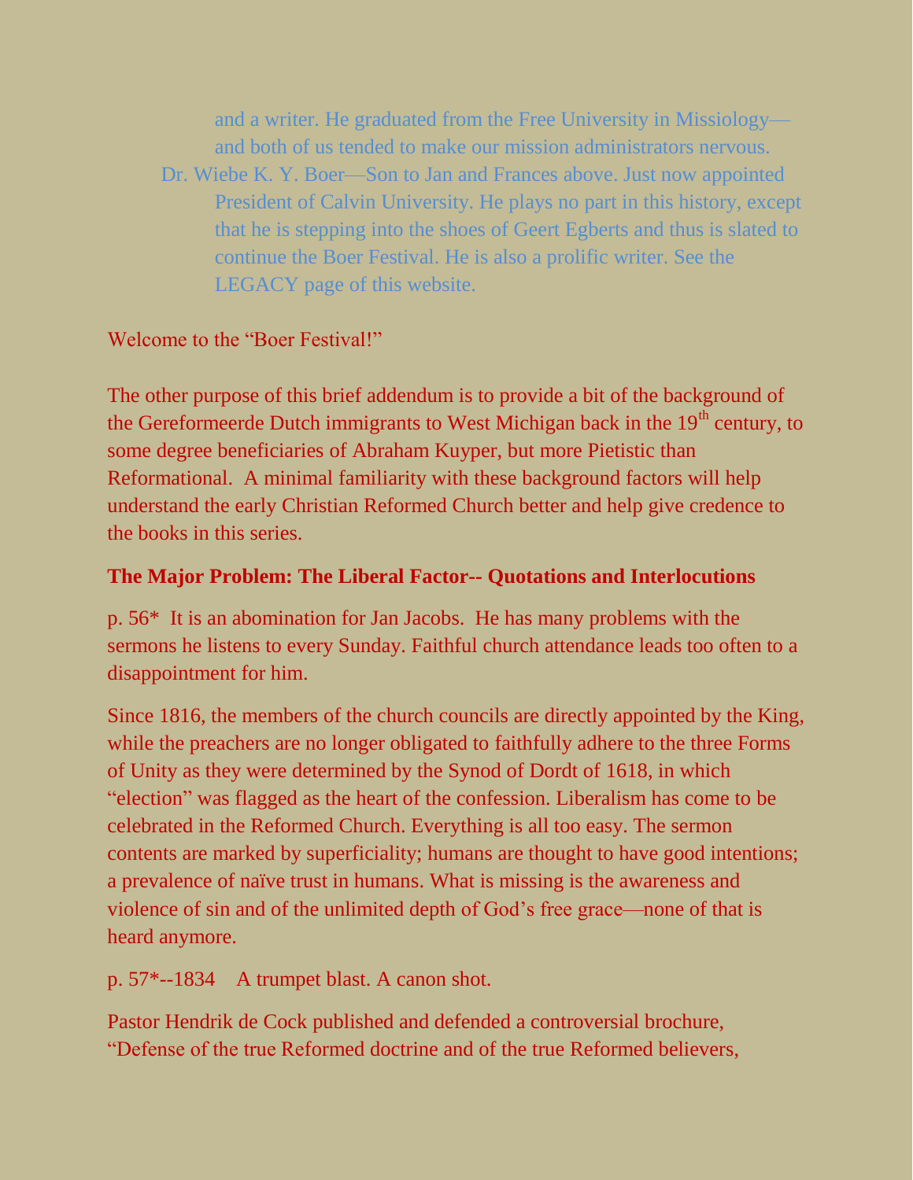and a writer. He graduated from the Free University in Missiology—and both of us tended to make our mission administrators nervous.

Dr. Wiebe K. Y. Boer—Son to Jan and Frances above. Just now appointed President of Calvin University. He plays no part in this history, except that he is stepping into the shoes of Geert Egberts and thus is slated to continue the Boer Festival. He is also a prolific writer. See the LEGACY page of this website.

Welcome to the "Boer Festival!"

The other purpose of this brief addendum is to provide a bit of the background of the Gereformeerde Dutch immigrants to West Michigan back in the 19th century, to some degree beneficiaries of Abraham Kuyper, but more Pietistic than Reformational. A minimal familiarity with these background factors will help understand the early Christian Reformed Church better and help give credence to the books in this series.

**The Major Problem: The Liberal Factor-- Quotations and Interlocutions**

p. 56* It is an abomination for Jan Jacobs. He has many problems with the sermons he listens to every Sunday. Faithful church attendance leads too often to a disappointment for him.

Since 1816, the members of the church councils are directly appointed by the King, while the preachers are no longer obligated to faithfully adhere to the three Forms of Unity as they were determined by the Synod of Dordt of 1618, in which "election" was flagged as the heart of the confession. Liberalism has come to be celebrated in the Reformed Church. Everything is all too easy. The sermon contents are marked by superficiality; humans are thought to have good intentions; a prevalence of naïve trust in humans. What is missing is the awareness and violence of sin and of the unlimited depth of God's free grace—none of that is heard anymore.

p. 57*--1834 A trumpet blast. A canon shot.

Pastor Hendrik de Cock published and defended a controversial brochure, "Defense of the true Reformed doctrine and of the true Reformed believers,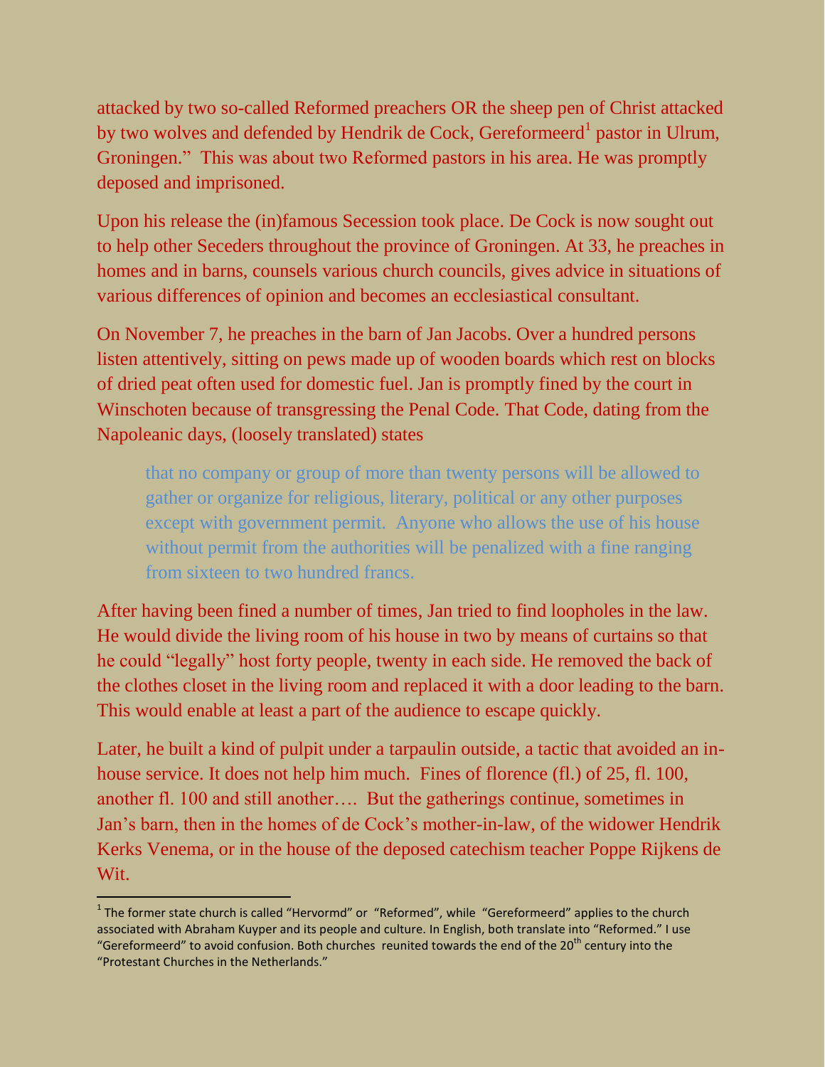attacked by two so-called Reformed preachers OR the sheep pen of Christ attacked by two wolves and defended by Hendrik de Cock, Gereformeerd[1] pastor in Ulrum, Groningen." This was about two Reformed pastors in his area. He was promptly deposed and imprisoned.

Upon his release the (in)famous Secession took place. De Cock is now sought out to help other Seceders throughout the province of Groningen. At 33, he preaches in homes and in barns, counsels various church councils, gives advice in situations of various differences of opinion and becomes an ecclesiastical consultant.

On November 7, he preaches in the barn of Jan Jacobs. Over a hundred persons listen attentively, sitting on pews made up of wooden boards which rest on blocks of dried peat often used for domestic fuel. Jan is promptly fined by the court in Winschoten because of transgressing the Penal Code. That Code, dating from the Napoleanic days, (loosely translated) states

> that no company or group of more than twenty persons will be allowed to gather or organize for religious, literary, political or any other purposes except with government permit. Anyone who allows the use of his house without permit from the authorities will be penalized with a fine ranging from sixteen to two hundred francs.

After having been fined a number of times, Jan tried to find loopholes in the law. He would divide the living room of his house in two by means of curtains so that he could "legally" host forty people, twenty in each side. He removed the back of the clothes closet in the living room and replaced it with a door leading to the barn. This would enable at least a part of the audience to escape quickly.

Later, he built a kind of pulpit under a tarpaulin outside, a tactic that avoided an in-house service. It does not help him much. Fines of florence (fl.) of 25, fl. 100, another fl. 100 and still another…. But the gatherings continue, sometimes in Jan's barn, then in the homes of de Cock's mother-in-law, of the widower Hendrik Kerks Venema, or in the house of the deposed catechism teacher Poppe Rijkens de Wit.

---

[1] The former state church is called "Hervormd" or "Reformed", while "Gereformeerd" applies to the church associated with Abraham Kuyper and its people and culture. In English, both translate into "Reformed." I use "Gereformeerd" to avoid confusion. Both churches reunited towards the end of the 20th century into the "Protestant Churches in the Netherlands."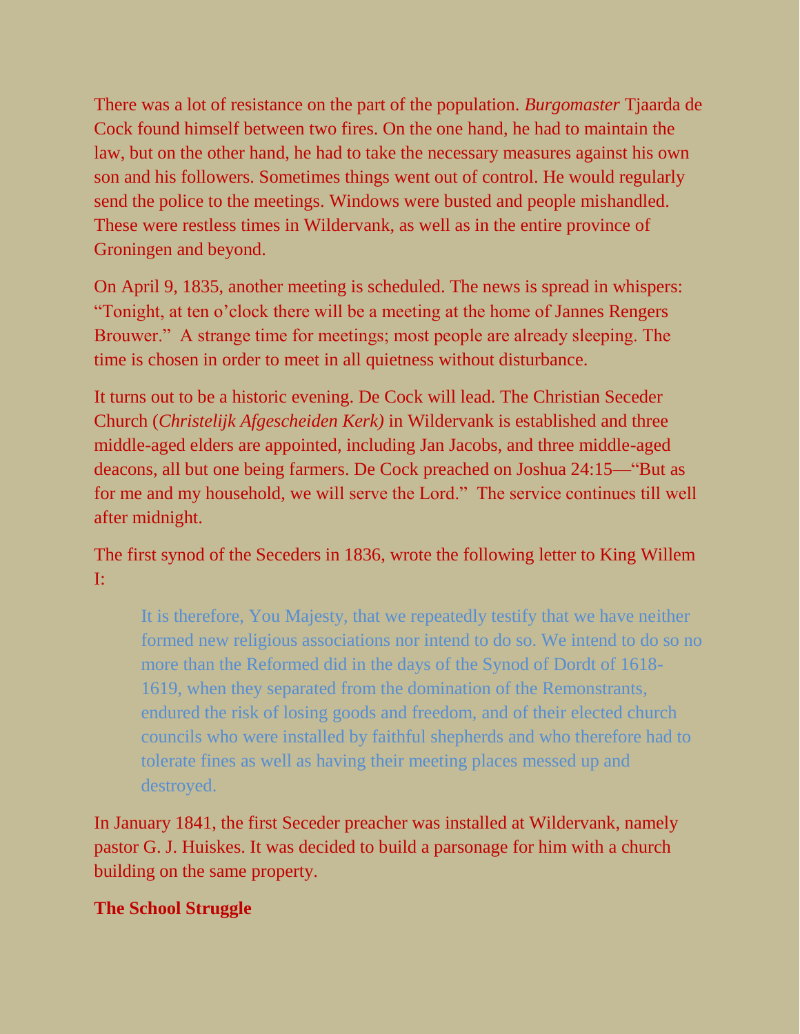There was a lot of resistance on the part of the population. *Burgomaster* Tjaarda de Cock found himself between two fires. On the one hand, he had to maintain the law, but on the other hand, he had to take the necessary measures against his own son and his followers. Sometimes things went out of control. He would regularly send the police to the meetings. Windows were busted and people mishandled. These were restless times in Wildervank, as well as in the entire province of Groningen and beyond.

On April 9, 1835, another meeting is scheduled. The news is spread in whispers: "Tonight, at ten o'clock there will be a meeting at the home of Jannes Rengers Brouwer." A strange time for meetings; most people are already sleeping. The time is chosen in order to meet in all quietness without disturbance.

It turns out to be a historic evening. De Cock will lead. The Christian Seceder Church (*Christelijk Afgescheiden Kerk)* in Wildervank is established and three middle-aged elders are appointed, including Jan Jacobs, and three middle-aged deacons, all but one being farmers. De Cock preached on Joshua 24:15—"But as for me and my household, we will serve the Lord." The service continues till well after midnight.

The first synod of the Seceders in 1836, wrote the following letter to King Willem I:

> It is therefore, You Majesty, that we repeatedly testify that we have neither formed new religious associations nor intend to do so. We intend to do so no more than the Reformed did in the days of the Synod of Dordt of 1618-1619, when they separated from the domination of the Remonstrants, endured the risk of losing goods and freedom, and of their elected church councils who were installed by faithful shepherds and who therefore had to tolerate fines as well as having their meeting places messed up and destroyed.

In January 1841, the first Seceder preacher was installed at Wildervank, namely pastor G. J. Huiskes. It was decided to build a parsonage for him with a church building on the same property.

**The School Struggle**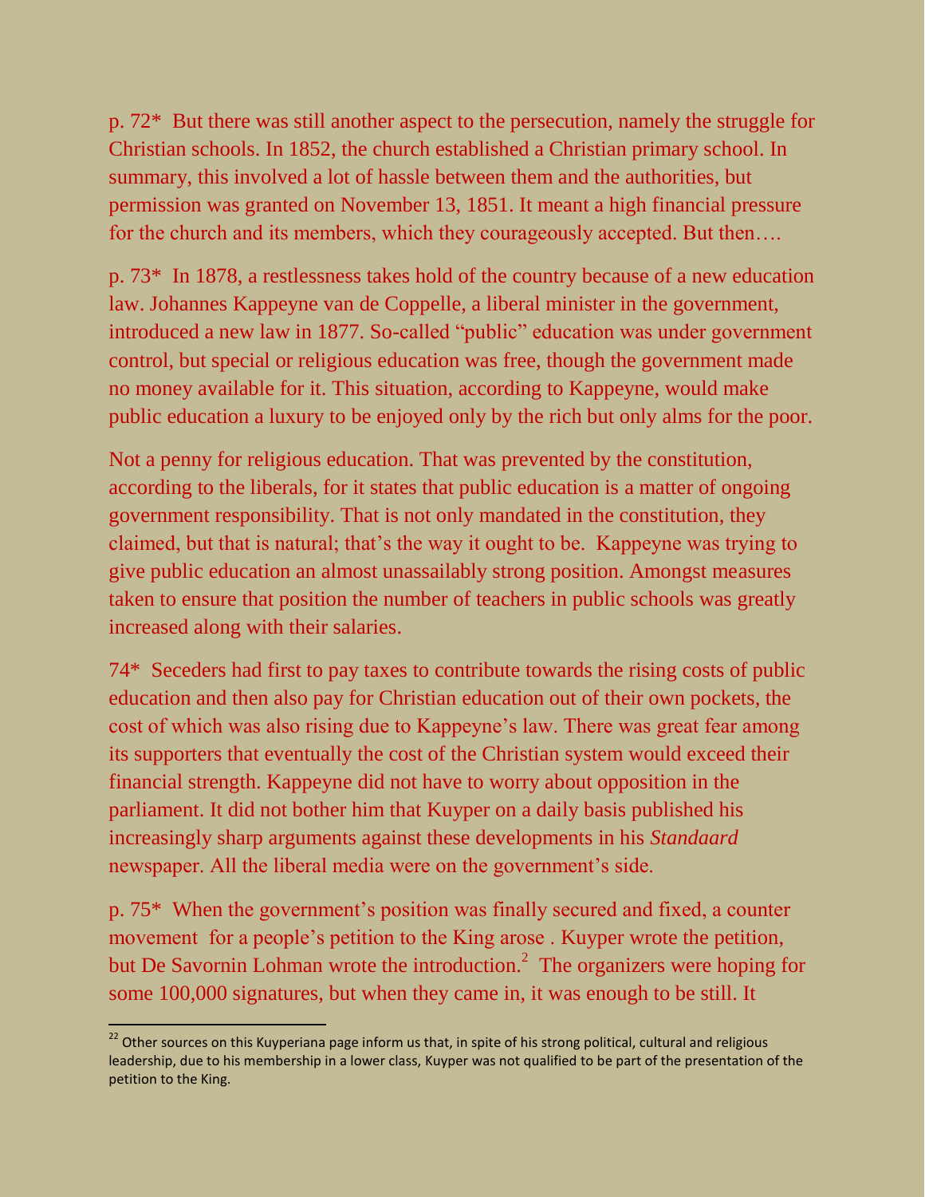p. 72* But there was still another aspect to the persecution, namely the struggle for Christian schools. In 1852, the church established a Christian primary school. In summary, this involved a lot of hassle between them and the authorities, but permission was granted on November 13, 1851. It meant a high financial pressure for the church and its members, which they courageously accepted. But then….

p. 73* In 1878, a restlessness takes hold of the country because of a new education law. Johannes Kappeyne van de Coppelle, a liberal minister in the government, introduced a new law in 1877. So-called "public" education was under government control, but special or religious education was free, though the government made no money available for it. This situation, according to Kappeyne, would make public education a luxury to be enjoyed only by the rich but only alms for the poor.

Not a penny for religious education. That was prevented by the constitution, according to the liberals, for it states that public education is a matter of ongoing government responsibility. That is not only mandated in the constitution, they claimed, but that is natural; that's the way it ought to be. Kappeyne was trying to give public education an almost unassailably strong position. Amongst measures taken to ensure that position the number of teachers in public schools was greatly increased along with their salaries.

74* Seceders had first to pay taxes to contribute towards the rising costs of public education and then also pay for Christian education out of their own pockets, the cost of which was also rising due to Kappeyne's law. There was great fear among its supporters that eventually the cost of the Christian system would exceed their financial strength. Kappeyne did not have to worry about opposition in the parliament. It did not bother him that Kuyper on a daily basis published his increasingly sharp arguments against these developments in his *Standaard* newspaper. All the liberal media were on the government's side.

p. 75* When the government's position was finally secured and fixed, a counter movement for a people's petition to the King arose . Kuyper wrote the petition, but De Savornin Lohman wrote the introduction.[2] The organizers were hoping for some 100,000 signatures, but when they came in, it was enough to be still. It

[22] Other sources on this Kuyperiana page inform us that, in spite of his strong political, cultural and religious leadership, due to his membership in a lower class, Kuyper was not qualified to be part of the presentation of the petition to the King.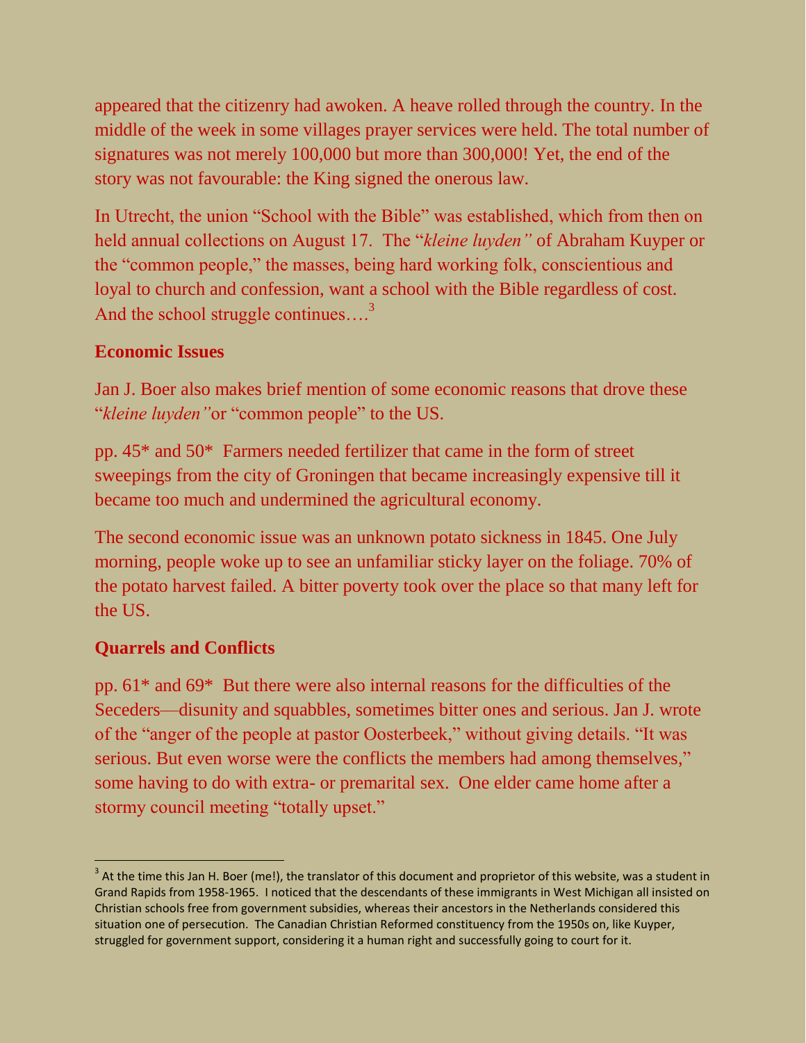appeared that the citizenry had awoken. A heave rolled through the country. In the middle of the week in some villages prayer services were held. The total number of signatures was not merely 100,000 but more than 300,000! Yet, the end of the story was not favourable: the King signed the onerous law.

In Utrecht, the union "School with the Bible" was established, which from then on held annual collections on August 17. The "*kleine luyden"* of Abraham Kuyper or the "common people," the masses, being hard working folk, conscientious and loyal to church and confession, want a school with the Bible regardless of cost. And the school struggle continues….[3]

## Economic Issues

Jan J. Boer also makes brief mention of some economic reasons that drove these "*kleine luyden"*or "common people" to the US.

pp. 45* and 50* Farmers needed fertilizer that came in the form of street sweepings from the city of Groningen that became increasingly expensive till it became too much and undermined the agricultural economy.

The second economic issue was an unknown potato sickness in 1845. One July morning, people woke up to see an unfamiliar sticky layer on the foliage. 70% of the potato harvest failed. A bitter poverty took over the place so that many left for the US.

## Quarrels and Conflicts

pp. 61* and 69* But there were also internal reasons for the difficulties of the Seceders—disunity and squabbles, sometimes bitter ones and serious. Jan J. wrote of the "anger of the people at pastor Oosterbeek," without giving details. "It was serious. But even worse were the conflicts the members had among themselves," some having to do with extra- or premarital sex. One elder came home after a stormy council meeting "totally upset."

---

[3] At the time this Jan H. Boer (me!), the translator of this document and proprietor of this website, was a student in Grand Rapids from 1958-1965. I noticed that the descendants of these immigrants in West Michigan all insisted on Christian schools free from government subsidies, whereas their ancestors in the Netherlands considered this situation one of persecution. The Canadian Christian Reformed constituency from the 1950s on, like Kuyper, struggled for government support, considering it a human right and successfully going to court for it.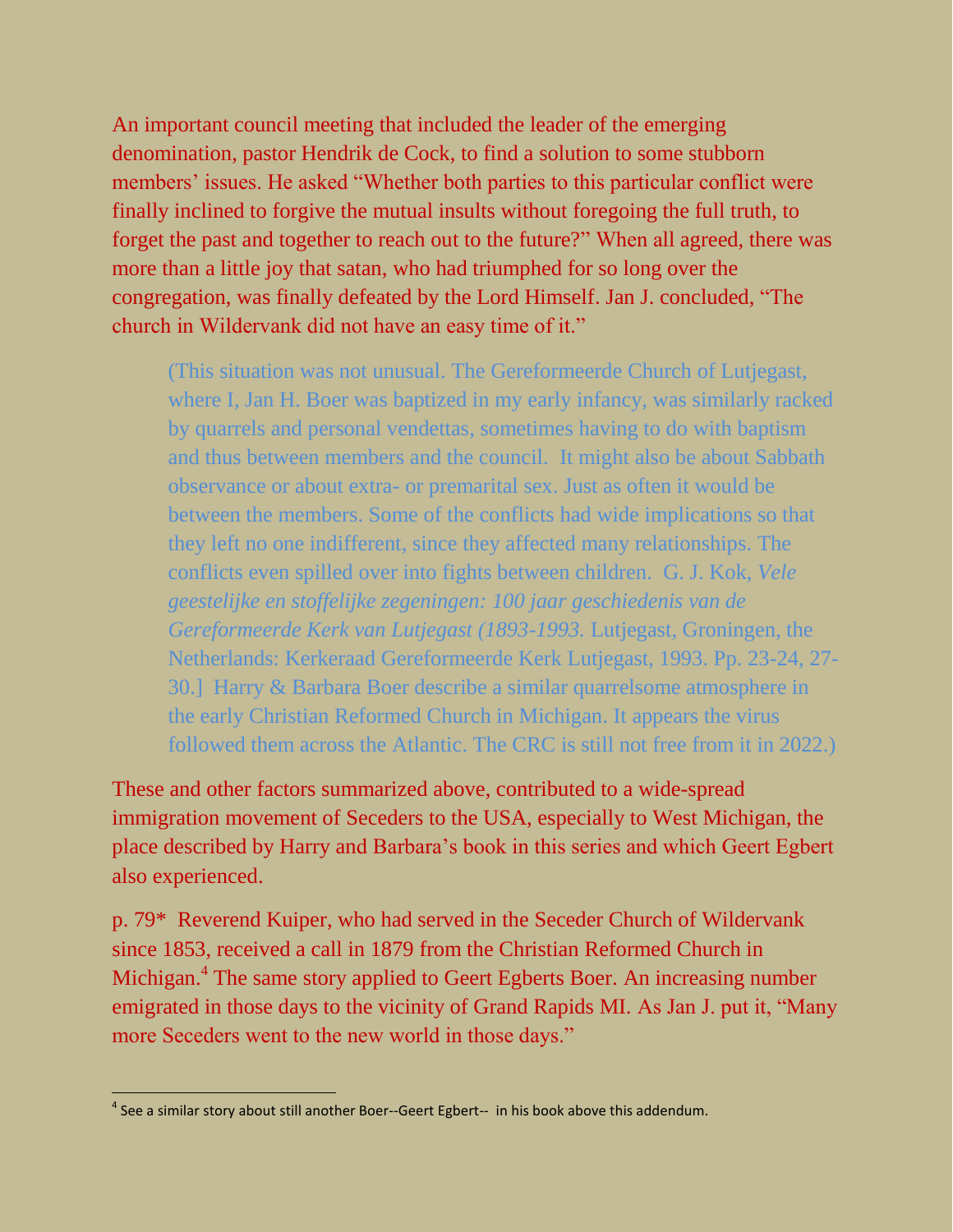An important council meeting that included the leader of the emerging denomination, pastor Hendrik de Cock, to find a solution to some stubborn members' issues. He asked "Whether both parties to this particular conflict were finally inclined to forgive the mutual insults without foregoing the full truth, to forget the past and together to reach out to the future?" When all agreed, there was more than a little joy that satan, who had triumphed for so long over the congregation, was finally defeated by the Lord Himself. Jan J. concluded, "The church in Wildervank did not have an easy time of it."

> (This situation was not unusual. The Gereformeerde Church of Lutjegast, where I, Jan H. Boer was baptized in my early infancy, was similarly racked by quarrels and personal vendettas, sometimes having to do with baptism and thus between members and the council. It might also be about Sabbath observance or about extra- or premarital sex. Just as often it would be between the members. Some of the conflicts had wide implications so that they left no one indifferent, since they affected many relationships. The conflicts even spilled over into fights between children. G. J. Kok, *Vele geestelijke en stoffelijke zegeningen: 100 jaar geschiedenis van de Gereformeerde Kerk van Lutjegast (1893-1993.* Lutjegast, Groningen, the Netherlands: Kerkeraad Gereformeerde Kerk Lutjegast, 1993. Pp. 23-24, 27-30.] Harry & Barbara Boer describe a similar quarrelsome atmosphere in the early Christian Reformed Church in Michigan. It appears the virus followed them across the Atlantic. The CRC is still not free from it in 2022.)

These and other factors summarized above, contributed to a wide-spread immigration movement of Seceders to the USA, especially to West Michigan, the place described by Harry and Barbara's book in this series and which Geert Egbert also experienced.

p. 79* Reverend Kuiper, who had served in the Seceder Church of Wildervank since 1853, received a call in 1879 from the Christian Reformed Church in Michigan.[4] The same story applied to Geert Egberts Boer. An increasing number emigrated in those days to the vicinity of Grand Rapids MI. As Jan J. put it, "Many more Seceders went to the new world in those days."

---

[4] See a similar story about still another Boer--Geert Egbert-- in his book above this addendum.